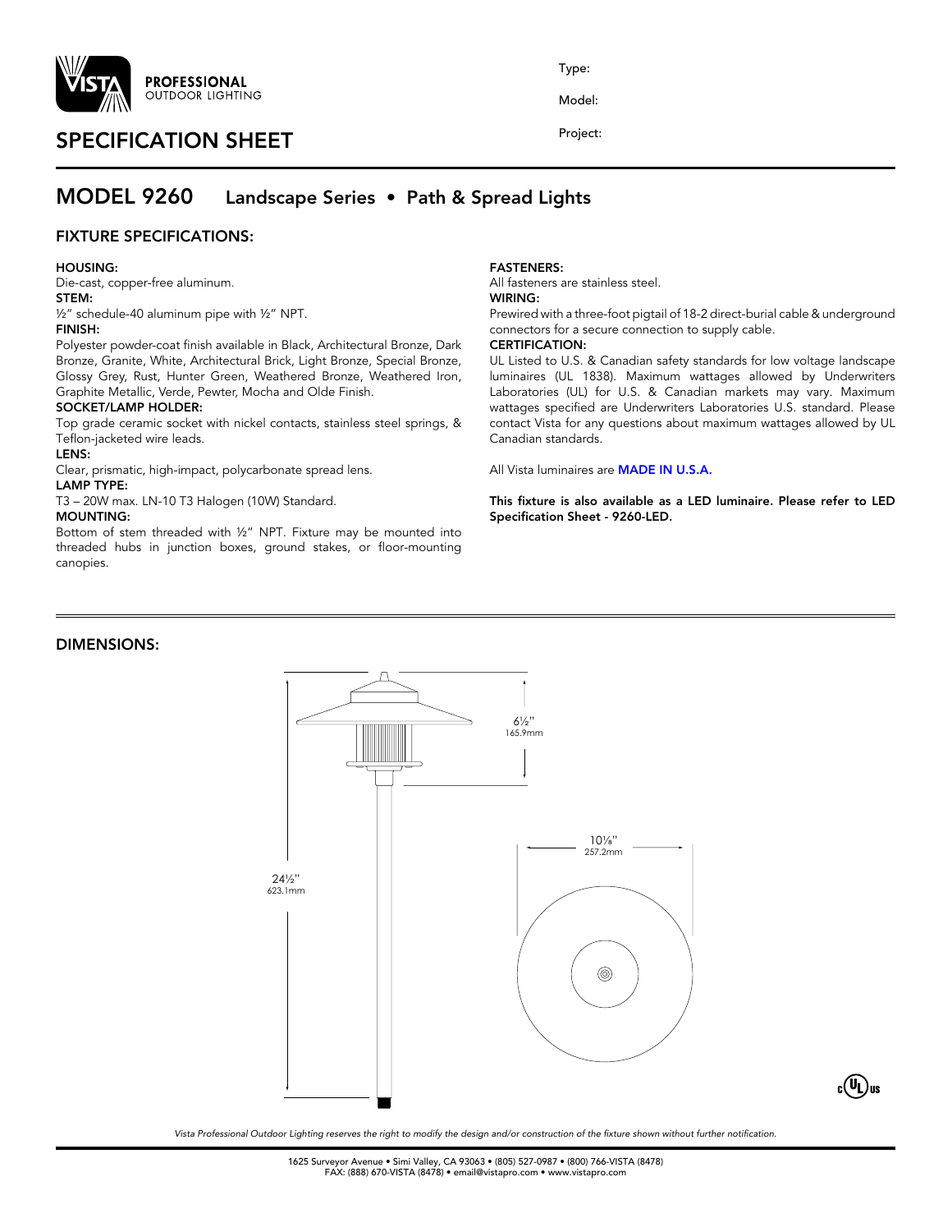**VISTA** PROFESSIONAL OUTDOOR LIGHTING

Type:

Model:

Project:

# SPECIFICATION SHEET

## MODEL 9260 Landscape Series • Path & Spread Lights

### FIXTURE SPECIFICATIONS:

**HOUSING:**
Die-cast, copper-free aluminum.

**STEM:**
½" schedule-40 aluminum pipe with ½" NPT.

**FINISH:**
Polyester powder-coat finish available in Black, Architectural Bronze, Dark Bronze, Granite, White, Architectural Brick, Light Bronze, Special Bronze, Glossy Grey, Rust, Hunter Green, Weathered Bronze, Weathered Iron, Graphite Metallic, Verde, Pewter, Mocha and Olde Finish.

**SOCKET/LAMP HOLDER:**
Top grade ceramic socket with nickel contacts, stainless steel springs, & Teflon-jacketed wire leads.

**LENS:**
Clear, prismatic, high-impact, polycarbonate spread lens.

**LAMP TYPE:**
T3 – 20W max. LN-10 T3 Halogen (10W) Standard.

**MOUNTING:**
Bottom of stem threaded with ½" NPT. Fixture may be mounted into threaded hubs in junction boxes, ground stakes, or floor-mounting canopies.

**FASTENERS:**
All fasteners are stainless steel.

**WIRING:**
Prewired with a three-foot pigtail of 18-2 direct-burial cable & underground connectors for a secure connection to supply cable.

**CERTIFICATION:**
UL Listed to U.S. & Canadian safety standards for low voltage landscape luminaires (UL 1838). Maximum wattages allowed by Underwriters Laboratories (UL) for U.S. & Canadian markets may vary. Maximum wattages specified are Underwriters Laboratories U.S. standard. Please contact Vista for any questions about maximum wattages allowed by UL Canadian standards.

All Vista luminaires are **MADE IN U.S.A.**

**This fixture is also available as a LED luminaire. Please refer to LED Specification Sheet - 9260-LED.**

### DIMENSIONS:

6½" 165.9mm

24½" 623.1mm

10⅛" 257.2mm

*Vista Professional Outdoor Lighting reserves the right to modify the design and/or construction of the fixture shown without further notification.*

1625 Surveyor Avenue • Simi Valley, CA 93063 • (805) 527-0987 • (800) 766-VISTA (8478)
FAX: (888) 670-VISTA (8478) • email@vistapro.com • www.vistapro.com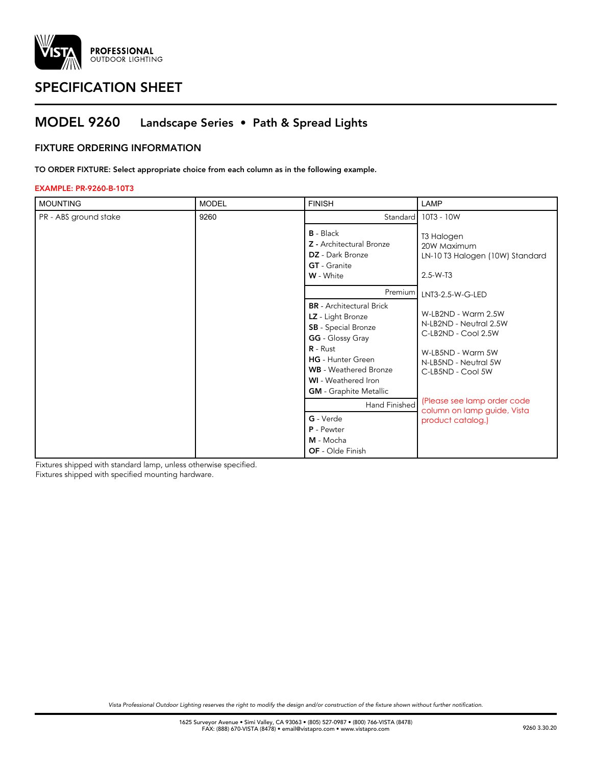# SPECIFICATION SHEET

## MODEL 9260 Landscape Series • Path & Spread Lights

### FIXTURE ORDERING INFORMATION

**TO ORDER FIXTURE: Select appropriate choice from each column as in the following example.**

**EXAMPLE: PR-9260-B-10T3**

| MOUNTING | MODEL | FINISH | LAMP |
|---|---|---|---|
| PR - ABS ground stake | 9260 | Standard | 10T3 - 10W |
| | | **B** - Black<br>**Z -** Architectural Bronze<br>**DZ** - Dark Bronze<br>**GT** - Granite<br>**W** - White | T3 Halogen<br>20W Maximum<br>LN-10 T3 Halogen (10W) Standard<br><br>2.5-W-T3 |
| | | Premium | LNT3-2.5-W-G-LED |
| | | **BR** - Architectural Brick<br>**LZ** - Light Bronze<br>**SB** - Special Bronze<br>**GG** - Glossy Gray<br>**R** - Rust<br>**HG** - Hunter Green<br>**WB** - Weathered Bronze<br>**WI** - Weathered Iron<br>**GM** - Graphite Metallic | W-LB2ND - Warm 2.5W<br>N-LB2ND - Neutral 2.5W<br>C-LB2ND - Cool 2.5W<br><br>W-LB5ND - Warm 5W<br>N-LB5ND - Neutral 5W<br>C-LB5ND - Cool 5W |
| | | Hand Finished | (Please see lamp order code column on lamp guide, Vista product catalog.) |
| | | **G** - Verde<br>**P** - Pewter<br>**M** - Mocha<br>**OF** - Olde Finish | |

Fixtures shipped with standard lamp, unless otherwise specified.
Fixtures shipped with specified mounting hardware.

*Vista Professional Outdoor Lighting reserves the right to modify the design and/or construction of the fixture shown without further notification.*

1625 Surveyor Avenue • Simi Valley, CA 93063 • (805) 527-0987 • (800) 766-VISTA (8478)
FAX: (888) 670-VISTA (8478) • email@vistapro.com • www.vistapro.com

9260 3.30.20